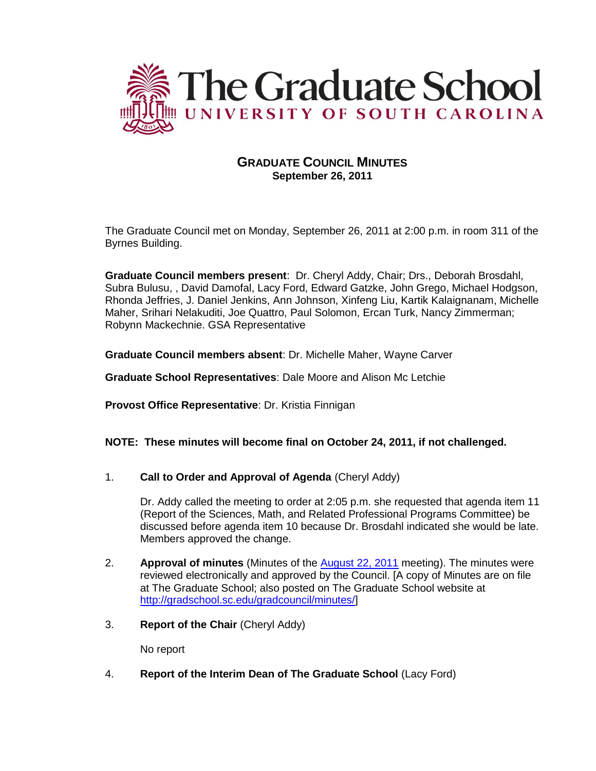# The Graduate School
## UNIVERSITY OF SOUTH CAROLINA

## GRADUATE COUNCIL MINUTES
**September 26, 2011**

The Graduate Council met on Monday, September 26, 2011 at 2:00 p.m. in room 311 of the Byrnes Building.

**Graduate Council members present**: Dr. Cheryl Addy, Chair; Drs., Deborah Brosdahl, Subra Bulusu, , David Damofal, Lacy Ford, Edward Gatzke, John Grego, Michael Hodgson, Rhonda Jeffries, J. Daniel Jenkins, Ann Johnson, Xinfeng Liu, Kartik Kalaignanam, Michelle Maher, Srihari Nelakuditi, Joe Quattro, Paul Solomon, Ercan Turk, Nancy Zimmerman; Robynn Mackechnie. GSA Representative

**Graduate Council members absent**: Dr. Michelle Maher, Wayne Carver

**Graduate School Representatives**: Dale Moore and Alison Mc Letchie

**Provost Office Representative**: Dr. Kristia Finnigan

**NOTE: These minutes will become final on October 24, 2011, if not challenged.**

1. **Call to Order and Approval of Agenda** (Cheryl Addy)

   Dr. Addy called the meeting to order at 2:05 p.m. she requested that agenda item 11 (Report of the Sciences, Math, and Related Professional Programs Committee) be discussed before agenda item 10 because Dr. Brosdahl indicated she would be late. Members approved the change.

2. **Approval of minutes** (Minutes of the August 22, 2011 meeting). The minutes were reviewed electronically and approved by the Council. [A copy of Minutes are on file at The Graduate School; also posted on The Graduate School website at http://gradschool.sc.edu/gradcouncil/minutes/]

3. **Report of the Chair** (Cheryl Addy)

   No report

4. **Report of the Interim Dean of The Graduate School** (Lacy Ford)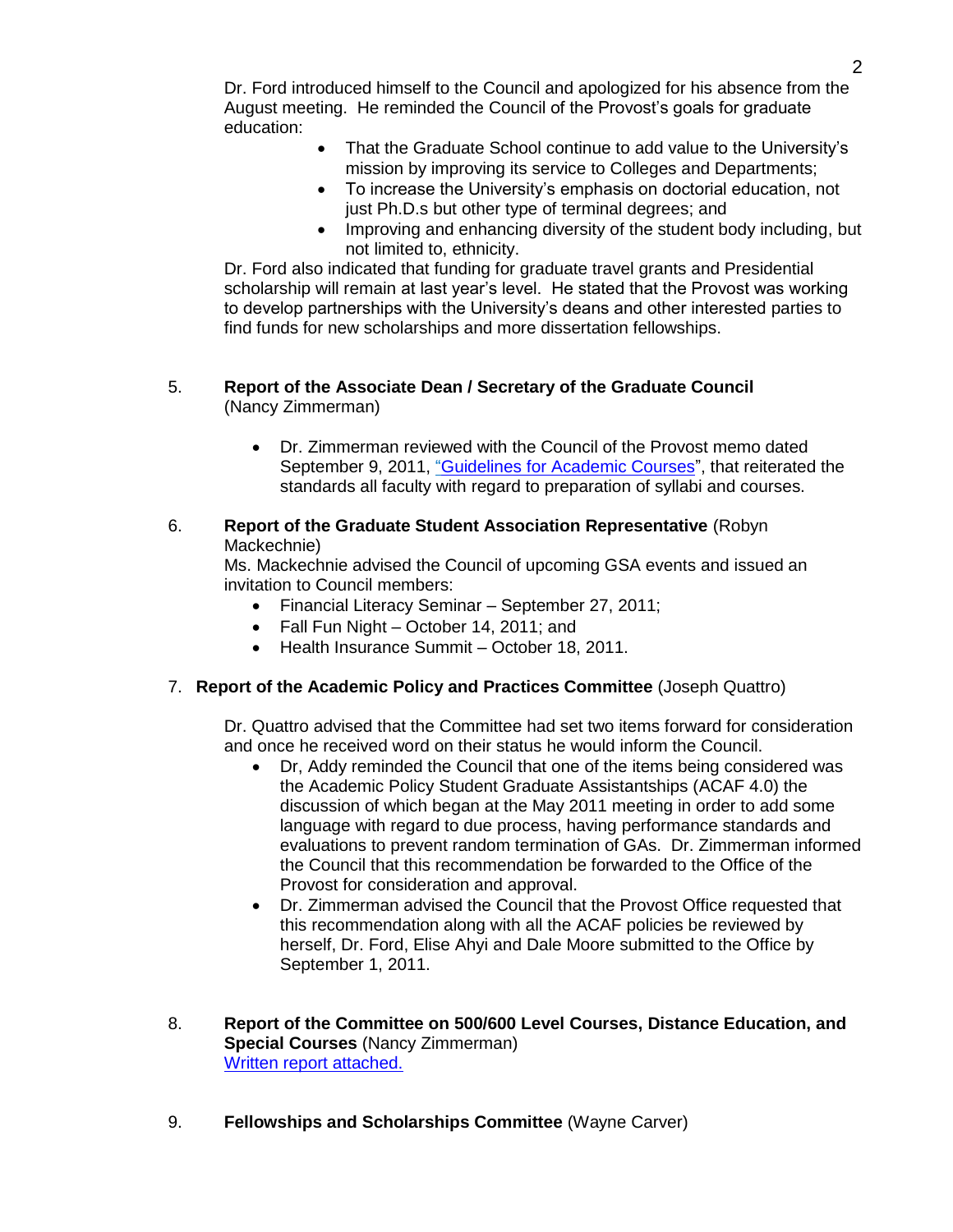Dr. Ford introduced himself to the Council and apologized for his absence from the August meeting. He reminded the Council of the Provost's goals for graduate education:

- That the Graduate School continue to add value to the University's mission by improving its service to Colleges and Departments;
- To increase the University's emphasis on doctorial education, not just Ph.D.s but other type of terminal degrees; and
- Improving and enhancing diversity of the student body including, but not limited to, ethnicity.

Dr. Ford also indicated that funding for graduate travel grants and Presidential scholarship will remain at last year's level. He stated that the Provost was working to develop partnerships with the University's deans and other interested parties to find funds for new scholarships and more dissertation fellowships.

5. **Report of the Associate Dean / Secretary of the Graduate Council** (Nancy Zimmerman)

   - Dr. Zimmerman reviewed with the Council of the Provost memo dated September 9, 2011, "Guidelines for Academic Courses", that reiterated the standards all faculty with regard to preparation of syllabi and courses.

6. **Report of the Graduate Student Association Representative** (Robyn Mackechnie)
   Ms. Mackechnie advised the Council of upcoming GSA events and issued an invitation to Council members:
   - Financial Literacy Seminar – September 27, 2011;
   - Fall Fun Night – October 14, 2011; and
   - Health Insurance Summit – October 18, 2011.

7. **Report of the Academic Policy and Practices Committee** (Joseph Quattro)

   Dr. Quattro advised that the Committee had set two items forward for consideration and once he received word on their status he would inform the Council.
   - Dr, Addy reminded the Council that one of the items being considered was the Academic Policy Student Graduate Assistantships (ACAF 4.0) the discussion of which began at the May 2011 meeting in order to add some language with regard to due process, having performance standards and evaluations to prevent random termination of GAs. Dr. Zimmerman informed the Council that this recommendation be forwarded to the Office of the Provost for consideration and approval.
   - Dr. Zimmerman advised the Council that the Provost Office requested that this recommendation along with all the ACAF policies be reviewed by herself, Dr. Ford, Elise Ahyi and Dale Moore submitted to the Office by September 1, 2011.

8. **Report of the Committee on 500/600 Level Courses, Distance Education, and Special Courses** (Nancy Zimmerman)
   Written report attached.

9. **Fellowships and Scholarships Committee** (Wayne Carver)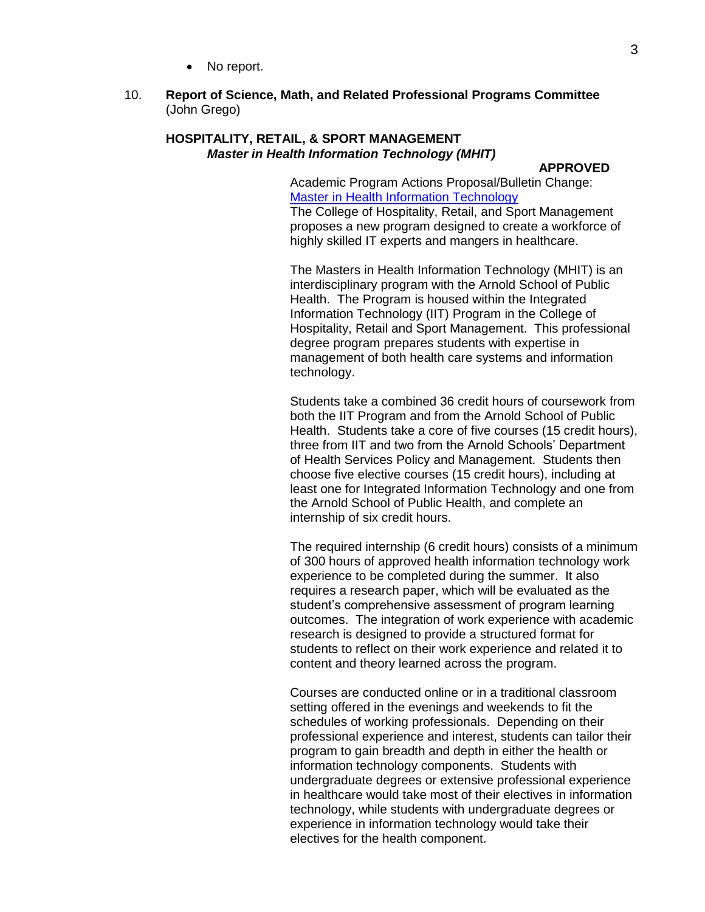- No report.

10. **Report of Science, Math, and Related Professional Programs Committee** (John Grego)

**HOSPITALITY, RETAIL, & SPORT MANAGEMENT**
***Master in Health Information Technology (MHIT)***

**APPROVED**

Academic Program Actions Proposal/Bulletin Change: [Master in Health Information Technology]
The College of Hospitality, Retail, and Sport Management proposes a new program designed to create a workforce of highly skilled IT experts and mangers in healthcare.

The Masters in Health Information Technology (MHIT) is an interdisciplinary program with the Arnold School of Public Health. The Program is housed within the Integrated Information Technology (IIT) Program in the College of Hospitality, Retail and Sport Management. This professional degree program prepares students with expertise in management of both health care systems and information technology.

Students take a combined 36 credit hours of coursework from both the IIT Program and from the Arnold School of Public Health. Students take a core of five courses (15 credit hours), three from IIT and two from the Arnold Schools' Department of Health Services Policy and Management. Students then choose five elective courses (15 credit hours), including at least one for Integrated Information Technology and one from the Arnold School of Public Health, and complete an internship of six credit hours.

The required internship (6 credit hours) consists of a minimum of 300 hours of approved health information technology work experience to be completed during the summer. It also requires a research paper, which will be evaluated as the student's comprehensive assessment of program learning outcomes. The integration of work experience with academic research is designed to provide a structured format for students to reflect on their work experience and related it to content and theory learned across the program.

Courses are conducted online or in a traditional classroom setting offered in the evenings and weekends to fit the schedules of working professionals. Depending on their professional experience and interest, students can tailor their program to gain breadth and depth in either the health or information technology components. Students with undergraduate degrees or extensive professional experience in healthcare would take most of their electives in information technology, while students with undergraduate degrees or experience in information technology would take their electives for the health component.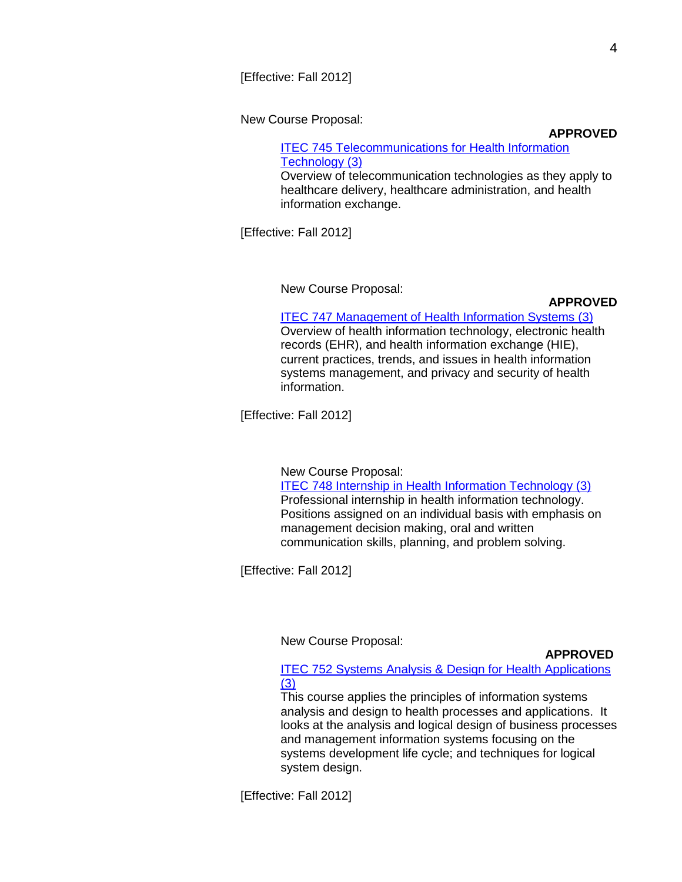[Effective: Fall 2012]

New Course Proposal:

**APPROVED**

ITEC 745 Telecommunications for Health Information Technology (3)
Overview of telecommunication technologies as they apply to healthcare delivery, healthcare administration, and health information exchange.

[Effective: Fall 2012]

New Course Proposal:

**APPROVED**

ITEC 747 Management of Health Information Systems (3)
Overview of health information technology, electronic health records (EHR), and health information exchange (HIE), current practices, trends, and issues in health information systems management, and privacy and security of health information.

[Effective: Fall 2012]

New Course Proposal:

ITEC 748 Internship in Health Information Technology (3)
Professional internship in health information technology. Positions assigned on an individual basis with emphasis on management decision making, oral and written communication skills, planning, and problem solving.

[Effective: Fall 2012]

New Course Proposal:

**APPROVED**

ITEC 752 Systems Analysis & Design for Health Applications (3)
This course applies the principles of information systems analysis and design to health processes and applications. It looks at the analysis and logical design of business processes and management information systems focusing on the systems development life cycle; and techniques for logical system design.

[Effective: Fall 2012]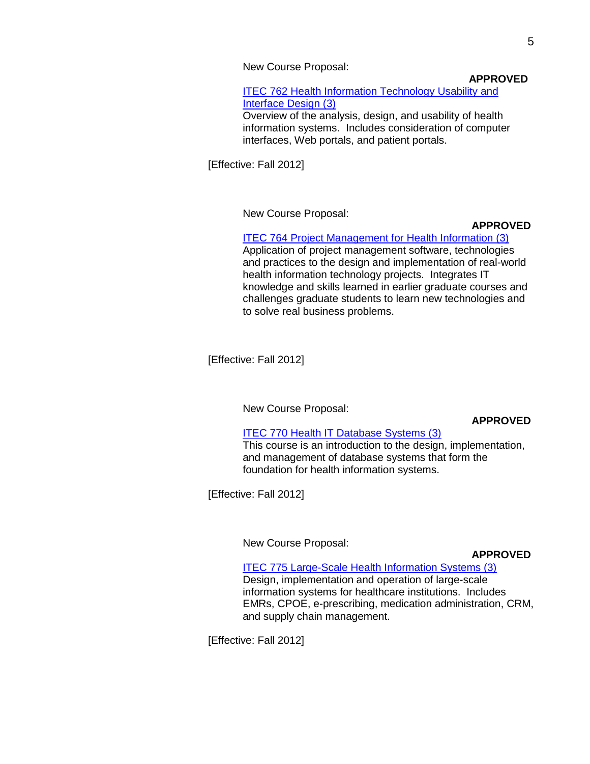New Course Proposal:

**APPROVED**

ITEC 762 Health Information Technology Usability and Interface Design (3)
Overview of the analysis, design, and usability of health information systems. Includes consideration of computer interfaces, Web portals, and patient portals.

[Effective: Fall 2012]

New Course Proposal:

**APPROVED**

ITEC 764 Project Management for Health Information (3)
Application of project management software, technologies and practices to the design and implementation of real-world health information technology projects. Integrates IT knowledge and skills learned in earlier graduate courses and challenges graduate students to learn new technologies and to solve real business problems.

[Effective: Fall 2012]

New Course Proposal:

**APPROVED**

ITEC 770 Health IT Database Systems (3)
This course is an introduction to the design, implementation, and management of database systems that form the foundation for health information systems.

[Effective: Fall 2012]

New Course Proposal:

**APPROVED**

ITEC 775 Large-Scale Health Information Systems (3)
Design, implementation and operation of large-scale information systems for healthcare institutions. Includes EMRs, CPOE, e-prescribing, medication administration, CRM, and supply chain management.

[Effective: Fall 2012]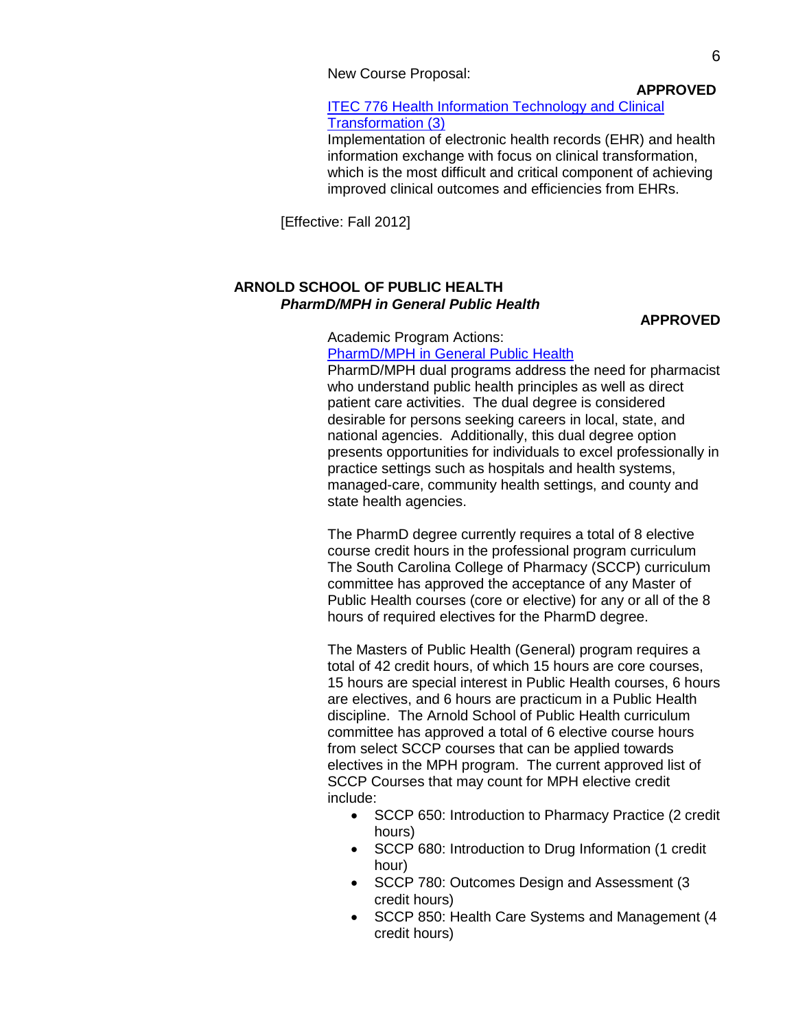New Course Proposal:

**APPROVED**

[ITEC 776 Health Information Technology and Clinical Transformation (3)]

Implementation of electronic health records (EHR) and health information exchange with focus on clinical transformation, which is the most difficult and critical component of achieving improved clinical outcomes and efficiencies from EHRs.

[Effective: Fall 2012]

## ARNOLD SCHOOL OF PUBLIC HEALTH

***PharmD/MPH in General Public Health***

**APPROVED**

Academic Program Actions:

[PharmD/MPH in General Public Health]

PharmD/MPH dual programs address the need for pharmacist who understand public health principles as well as direct patient care activities. The dual degree is considered desirable for persons seeking careers in local, state, and national agencies. Additionally, this dual degree option presents opportunities for individuals to excel professionally in practice settings such as hospitals and health systems, managed-care, community health settings, and county and state health agencies.

The PharmD degree currently requires a total of 8 elective course credit hours in the professional program curriculum The South Carolina College of Pharmacy (SCCP) curriculum committee has approved the acceptance of any Master of Public Health courses (core or elective) for any or all of the 8 hours of required electives for the PharmD degree.

The Masters of Public Health (General) program requires a total of 42 credit hours, of which 15 hours are core courses, 15 hours are special interest in Public Health courses, 6 hours are electives, and 6 hours are practicum in a Public Health discipline. The Arnold School of Public Health curriculum committee has approved a total of 6 elective course hours from select SCCP courses that can be applied towards electives in the MPH program. The current approved list of SCCP Courses that may count for MPH elective credit include:

- SCCP 650: Introduction to Pharmacy Practice (2 credit hours)
- SCCP 680: Introduction to Drug Information (1 credit hour)
- SCCP 780: Outcomes Design and Assessment (3 credit hours)
- SCCP 850: Health Care Systems and Management (4 credit hours)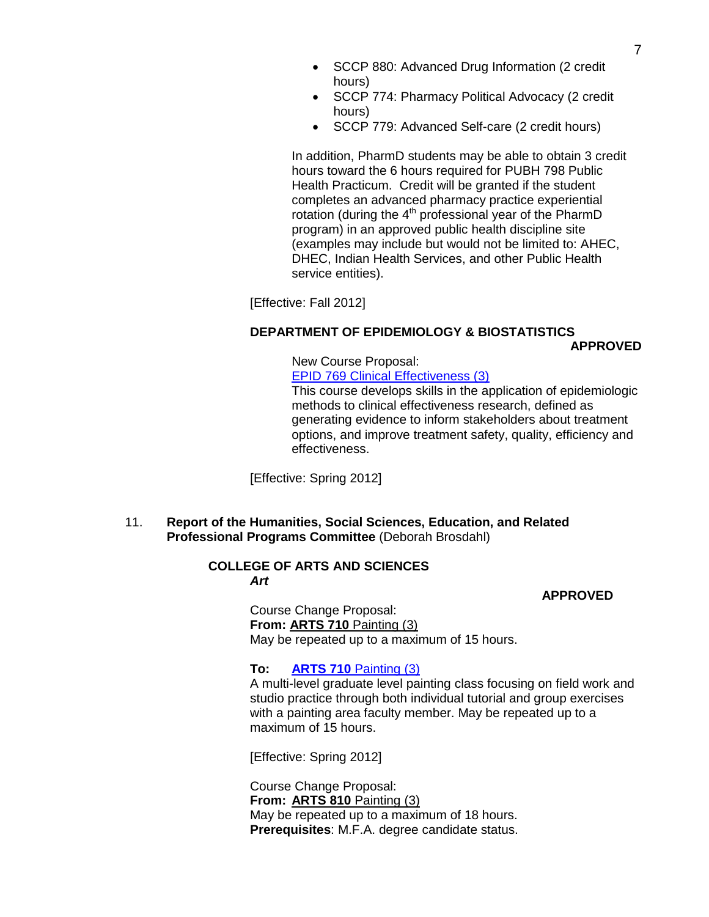- SCCP 880: Advanced Drug Information (2 credit hours)
- SCCP 774: Pharmacy Political Advocacy (2 credit hours)
- SCCP 779: Advanced Self-care (2 credit hours)

In addition, PharmD students may be able to obtain 3 credit hours toward the 6 hours required for PUBH 798 Public Health Practicum. Credit will be granted if the student completes an advanced pharmacy practice experiential rotation (during the 4th professional year of the PharmD program) in an approved public health discipline site (examples may include but would not be limited to: AHEC, DHEC, Indian Health Services, and other Public Health service entities).

[Effective: Fall 2012]

**DEPARTMENT OF EPIDEMIOLOGY & BIOSTATISTICS**

**APPROVED**

New Course Proposal:
EPID 769 Clinical Effectiveness (3)
This course develops skills in the application of epidemiologic methods to clinical effectiveness research, defined as generating evidence to inform stakeholders about treatment options, and improve treatment safety, quality, efficiency and effectiveness.

[Effective: Spring 2012]

11. **Report of the Humanities, Social Sciences, Education, and Related Professional Programs Committee** (Deborah Brosdahl)

**COLLEGE OF ARTS AND SCIENCES**
***Art***

**APPROVED**

Course Change Proposal:
**From:** **ARTS 710** Painting (3)
May be repeated up to a maximum of 15 hours.

**To:** **ARTS 710** Painting (3)
A multi-level graduate level painting class focusing on field work and studio practice through both individual tutorial and group exercises with a painting area faculty member. May be repeated up to a maximum of 15 hours.

[Effective: Spring 2012]

Course Change Proposal:
**From:** **ARTS 810** Painting (3)
May be repeated up to a maximum of 18 hours.
**Prerequisites**: M.F.A. degree candidate status.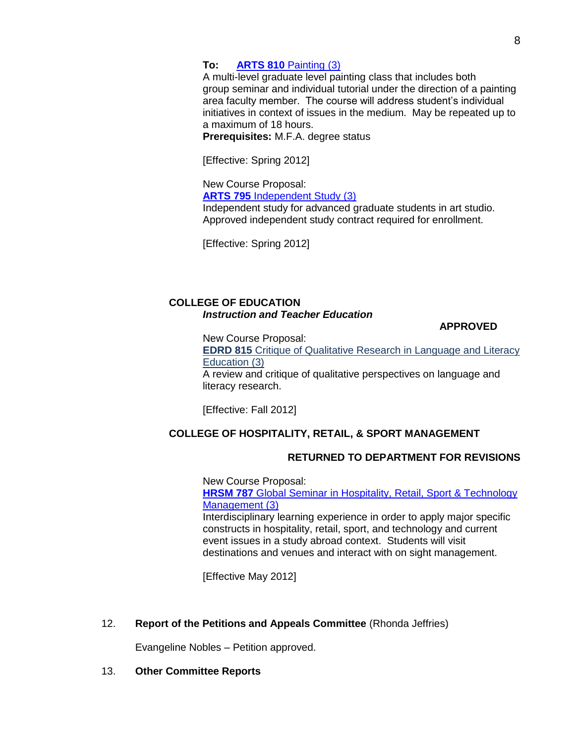**To:** **ARTS 810** Painting (3)
A multi-level graduate level painting class that includes both group seminar and individual tutorial under the direction of a painting area faculty member. The course will address student's individual initiatives in context of issues in the medium. May be repeated up to a maximum of 18 hours.
**Prerequisites:** M.F.A. degree status

[Effective: Spring 2012]

New Course Proposal:
**ARTS 795** Independent Study (3)
Independent study for advanced graduate students in art studio. Approved independent study contract required for enrollment.

[Effective: Spring 2012]

**COLLEGE OF EDUCATION**
***Instruction and Teacher Education***

**APPROVED**

New Course Proposal:
**EDRD 815** Critique of Qualitative Research in Language and Literacy Education (3)
A review and critique of qualitative perspectives on language and literacy research.

[Effective: Fall 2012]

**COLLEGE OF HOSPITALITY, RETAIL, & SPORT MANAGEMENT**

**RETURNED TO DEPARTMENT FOR REVISIONS**

New Course Proposal:
**HRSM 787** Global Seminar in Hospitality, Retail, Sport & Technology Management (3)
Interdisciplinary learning experience in order to apply major specific constructs in hospitality, retail, sport, and technology and current event issues in a study abroad context. Students will visit destinations and venues and interact with on sight management.

[Effective May 2012]

12. **Report of the Petitions and Appeals Committee** (Rhonda Jeffries)

    Evangeline Nobles – Petition approved.

13. **Other Committee Reports**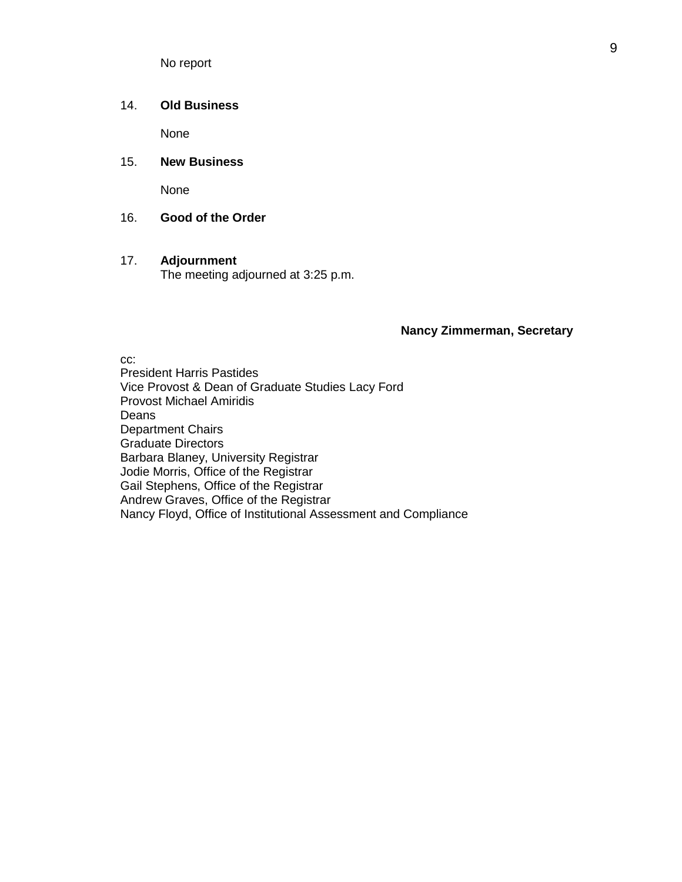No report

14. **Old Business**

None

15. **New Business**

None

16. **Good of the Order**

17. **Adjournment**
The meeting adjourned at 3:25 p.m.

**Nancy Zimmerman, Secretary**

cc:
President Harris Pastides
Vice Provost & Dean of Graduate Studies Lacy Ford
Provost Michael Amiridis
Deans
Department Chairs
Graduate Directors
Barbara Blaney, University Registrar
Jodie Morris, Office of the Registrar
Gail Stephens, Office of the Registrar
Andrew Graves, Office of the Registrar
Nancy Floyd, Office of Institutional Assessment and Compliance